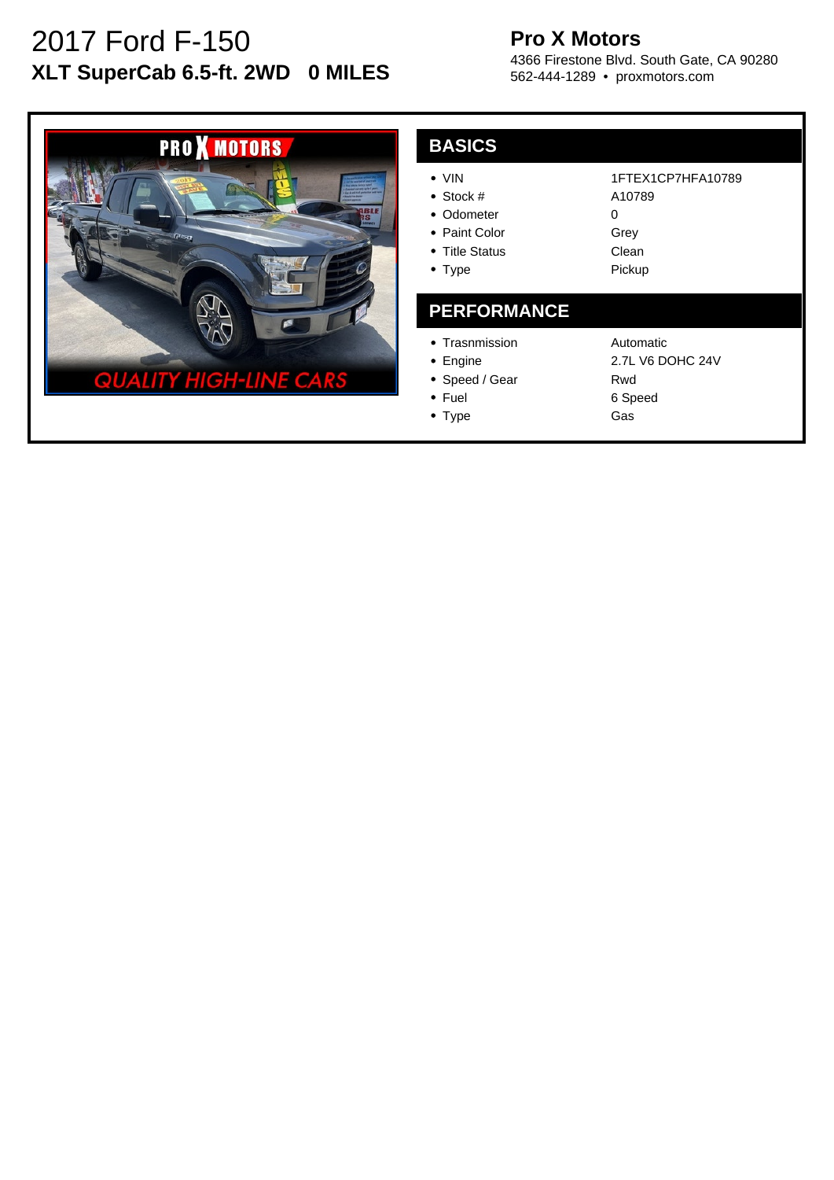# 2017 Ford F-150

**XLT SuperCab 6.5-ft. 2WD   0 MILES**

**Pro X Motors**

4366 Firestone Blvd. South Gate, CA 90280

562-444-1289 • proxmotors.com

## BASICS

| | |
|---|---|
| • VIN | 1FTEX1CP7HFA10789 |
| • Stock # | A10789 |
| • Odometer | 0 |
| • Paint Color | Grey |
| • Title Status | Clean |
| • Type | Pickup |

## PERFORMANCE

| | |
|---|---|
| • Trasnmission | Automatic |
| • Engine | 2.7L V6 DOHC 24V |
| • Speed / Gear | Rwd |
| • Fuel | 6 Speed |
| • Type | Gas |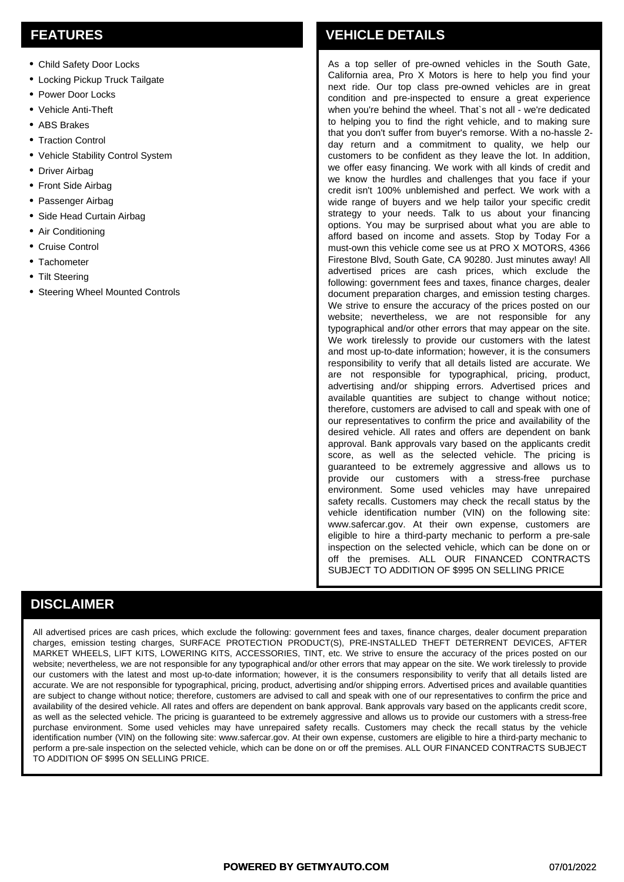## FEATURES

- Child Safety Door Locks
- Locking Pickup Truck Tailgate
- Power Door Locks
- Vehicle Anti-Theft
- ABS Brakes
- Traction Control
- Vehicle Stability Control System
- Driver Airbag
- Front Side Airbag
- Passenger Airbag
- Side Head Curtain Airbag
- Air Conditioning
- Cruise Control
- Tachometer
- Tilt Steering
- Steering Wheel Mounted Controls

## VEHICLE DETAILS

As a top seller of pre-owned vehicles in the South Gate, California area, Pro X Motors is here to help you find your next ride. Our top class pre-owned vehicles are in great condition and pre-inspected to ensure a great experience when you're behind the wheel. That`s not all - we're dedicated to helping you to find the right vehicle, and to making sure that you don't suffer from buyer's remorse. With a no-hassle 2-day return and a commitment to quality, we help our customers to be confident as they leave the lot. In addition, we offer easy financing. We work with all kinds of credit and we know the hurdles and challenges that you face if your credit isn't 100% unblemished and perfect. We work with a wide range of buyers and we help tailor your specific credit strategy to your needs. Talk to us about your financing options. You may be surprised about what you are able to afford based on income and assets. Stop by Today For a must-own this vehicle come see us at PRO X MOTORS, 4366 Firestone Blvd, South Gate, CA 90280. Just minutes away! All advertised prices are cash prices, which exclude the following: government fees and taxes, finance charges, dealer document preparation charges, and emission testing charges. We strive to ensure the accuracy of the prices posted on our website; nevertheless, we are not responsible for any typographical and/or other errors that may appear on the site. We work tirelessly to provide our customers with the latest and most up-to-date information; however, it is the consumers responsibility to verify that all details listed are accurate. We are not responsible for typographical, pricing, product, advertising and/or shipping errors. Advertised prices and available quantities are subject to change without notice; therefore, customers are advised to call and speak with one of our representatives to confirm the price and availability of the desired vehicle. All rates and offers are dependent on bank approval. Bank approvals vary based on the applicants credit score, as well as the selected vehicle. The pricing is guaranteed to be extremely aggressive and allows us to provide our customers with a stress-free purchase environment. Some used vehicles may have unrepaired safety recalls. Customers may check the recall status by the vehicle identification number (VIN) on the following site: www.safercar.gov. At their own expense, customers are eligible to hire a third-party mechanic to perform a pre-sale inspection on the selected vehicle, which can be done on or off the premises. ALL OUR FINANCED CONTRACTS SUBJECT TO ADDITION OF $995 ON SELLING PRICE

## DISCLAIMER

All advertised prices are cash prices, which exclude the following: government fees and taxes, finance charges, dealer document preparation charges, emission testing charges, SURFACE PROTECTION PRODUCT(S), PRE-INSTALLED THEFT DETERRENT DEVICES, AFTER MARKET WHEELS, LIFT KITS, LOWERING KITS, ACCESSORIES, TINT, etc. We strive to ensure the accuracy of the prices posted on our website; nevertheless, we are not responsible for any typographical and/or other errors that may appear on the site. We work tirelessly to provide our customers with the latest and most up-to-date information; however, it is the consumers responsibility to verify that all details listed are accurate. We are not responsible for typographical, pricing, product, advertising and/or shipping errors. Advertised prices and available quantities are subject to change without notice; therefore, customers are advised to call and speak with one of our representatives to confirm the price and availability of the desired vehicle. All rates and offers are dependent on bank approval. Bank approvals vary based on the applicants credit score, as well as the selected vehicle. The pricing is guaranteed to be extremely aggressive and allows us to provide our customers with a stress-free purchase environment. Some used vehicles may have unrepaired safety recalls. Customers may check the recall status by the vehicle identification number (VIN) on the following site: www.safercar.gov. At their own expense, customers are eligible to hire a third-party mechanic to perform a pre-sale inspection on the selected vehicle, which can be done on or off the premises. ALL OUR FINANCED CONTRACTS SUBJECT TO ADDITION OF $995 ON SELLING PRICE.